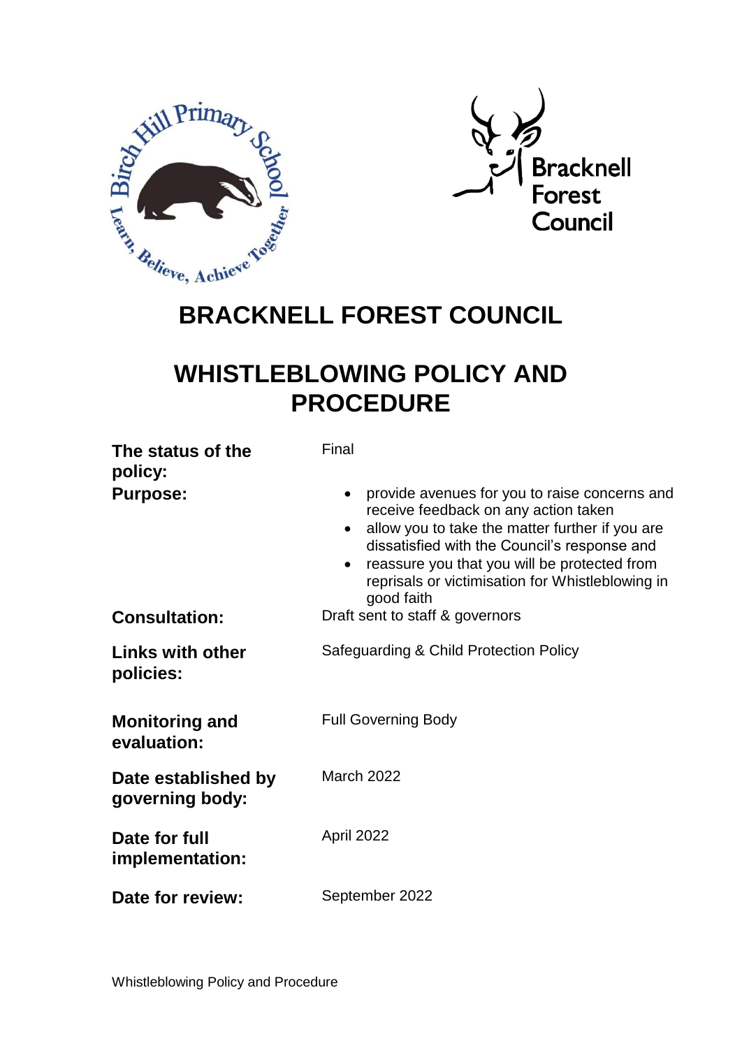# BRACKNELL FOREST COUNCIL

# WHISTLEBLOWING POLICY AND PROCEDURE

| | |
|---|---|
| **The status of the policy:** | Final |
| **Purpose:** | <ul><li>provide avenues for you to raise concerns and receive feedback on any action taken</li><li>allow you to take the matter further if you are dissatisfied with the Council's response and</li><li>reassure you that you will be protected from reprisals or victimisation for Whistleblowing in good faith</li></ul> |
| **Consultation:** | Draft sent to staff & governors |
| **Links with other policies:** | Safeguarding & Child Protection Policy |
| **Monitoring and evaluation:** | Full Governing Body |
| **Date established by governing body:** | March 2022 |
| **Date for full implementation:** | April 2022 |
| **Date for review:** | September 2022 |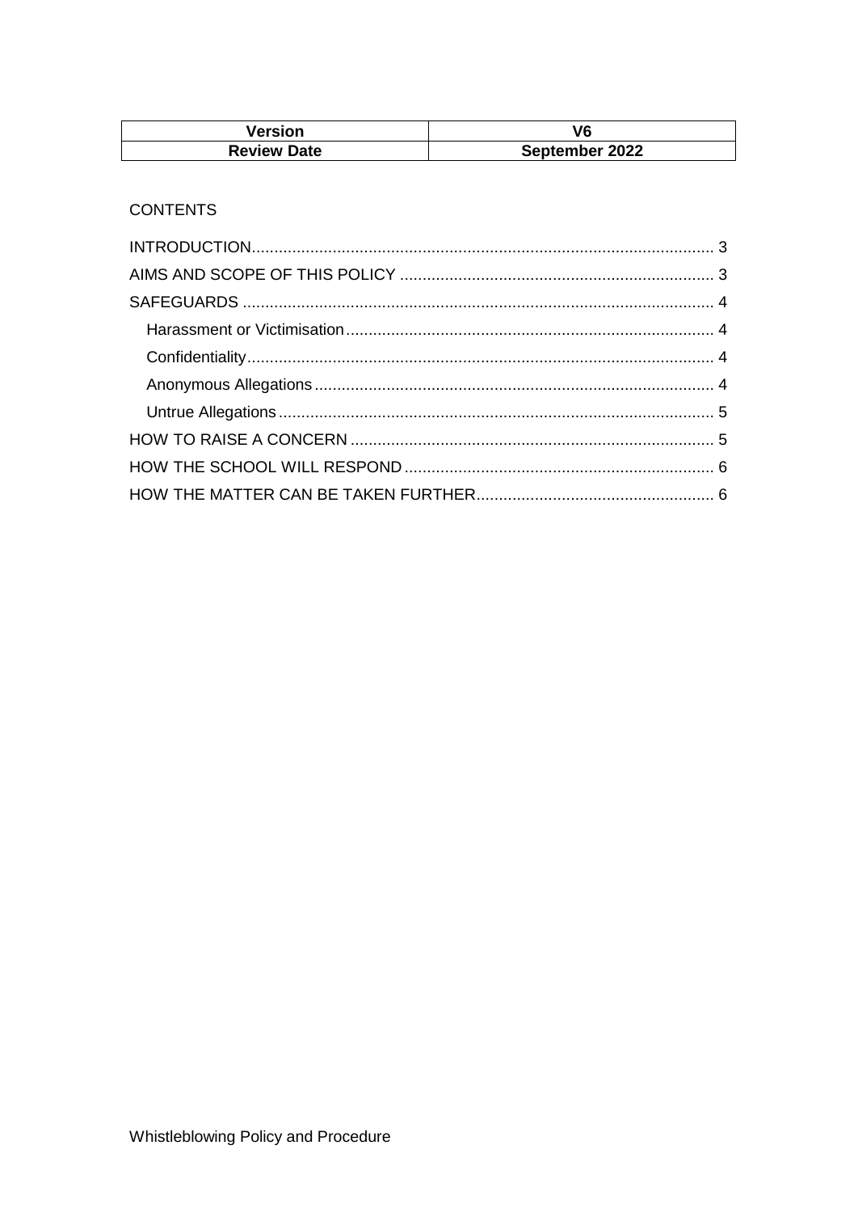| Version | V6 |
| --- | --- |
| Review Date | September 2022 |

CONTENTS

INTRODUCTION ..... 3
AIMS AND SCOPE OF THIS POLICY ..... 3
SAFEGUARDS ..... 4
- Harassment or Victimisation ..... 4
- Confidentiality ..... 4
- Anonymous Allegations ..... 4
- Untrue Allegations ..... 5

HOW TO RAISE A CONCERN ..... 5
HOW THE SCHOOL WILL RESPOND ..... 6
HOW THE MATTER CAN BE TAKEN FURTHER ..... 6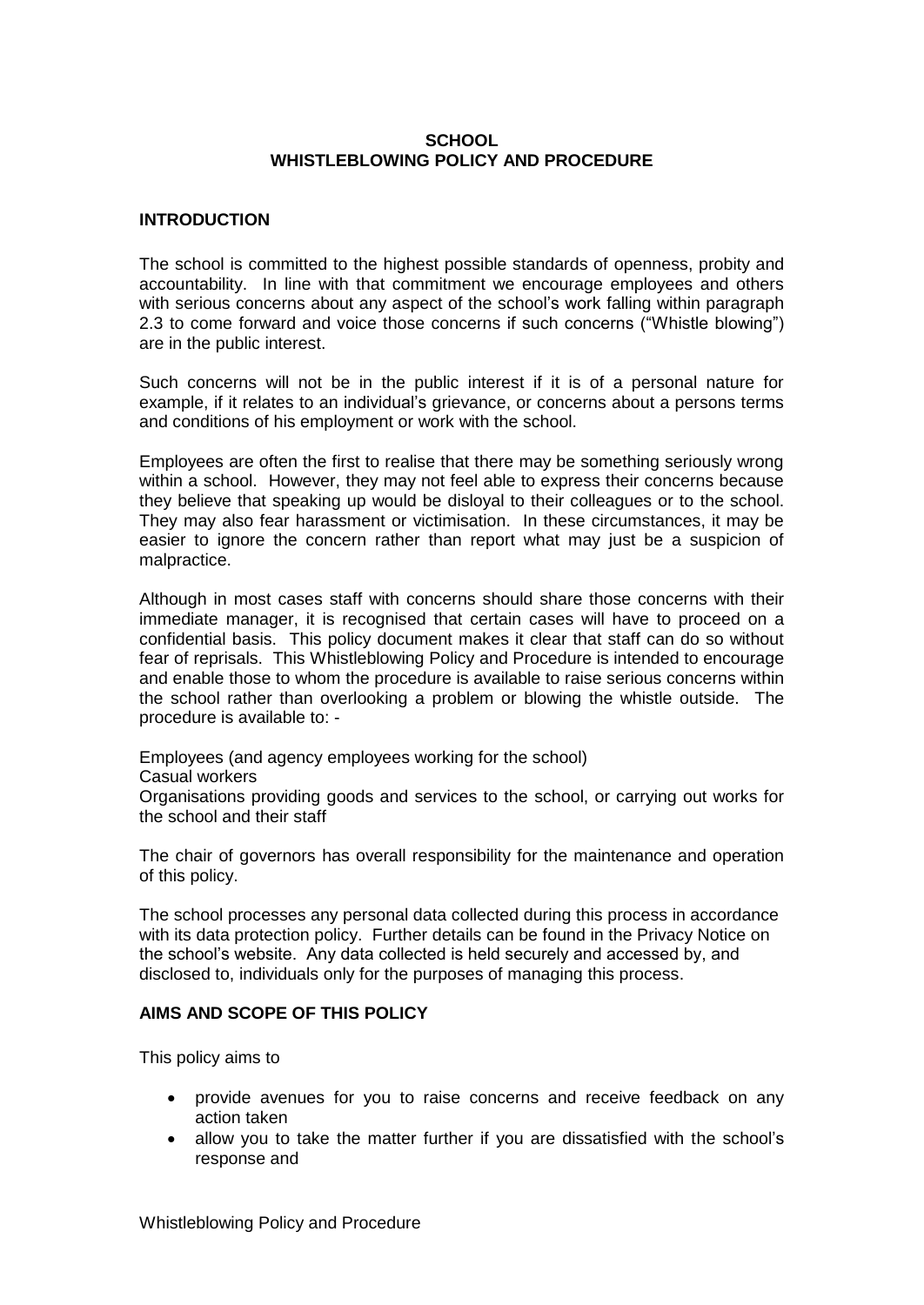**SCHOOL**
**WHISTLEBLOWING POLICY AND PROCEDURE**

## INTRODUCTION

The school is committed to the highest possible standards of openness, probity and accountability. In line with that commitment we encourage employees and others with serious concerns about any aspect of the school's work falling within paragraph 2.3 to come forward and voice those concerns if such concerns ("Whistle blowing") are in the public interest.

Such concerns will not be in the public interest if it is of a personal nature for example, if it relates to an individual's grievance, or concerns about a persons terms and conditions of his employment or work with the school.

Employees are often the first to realise that there may be something seriously wrong within a school. However, they may not feel able to express their concerns because they believe that speaking up would be disloyal to their colleagues or to the school. They may also fear harassment or victimisation. In these circumstances, it may be easier to ignore the concern rather than report what may just be a suspicion of malpractice.

Although in most cases staff with concerns should share those concerns with their immediate manager, it is recognised that certain cases will have to proceed on a confidential basis. This policy document makes it clear that staff can do so without fear of reprisals. This Whistleblowing Policy and Procedure is intended to encourage and enable those to whom the procedure is available to raise serious concerns within the school rather than overlooking a problem or blowing the whistle outside. The procedure is available to: -

Employees (and agency employees working for the school)
Casual workers
Organisations providing goods and services to the school, or carrying out works for the school and their staff

The chair of governors has overall responsibility for the maintenance and operation of this policy.

The school processes any personal data collected during this process in accordance with its data protection policy. Further details can be found in the Privacy Notice on the school's website. Any data collected is held securely and accessed by, and disclosed to, individuals only for the purposes of managing this process.

## AIMS AND SCOPE OF THIS POLICY

This policy aims to

- provide avenues for you to raise concerns and receive feedback on any action taken
- allow you to take the matter further if you are dissatisfied with the school's response and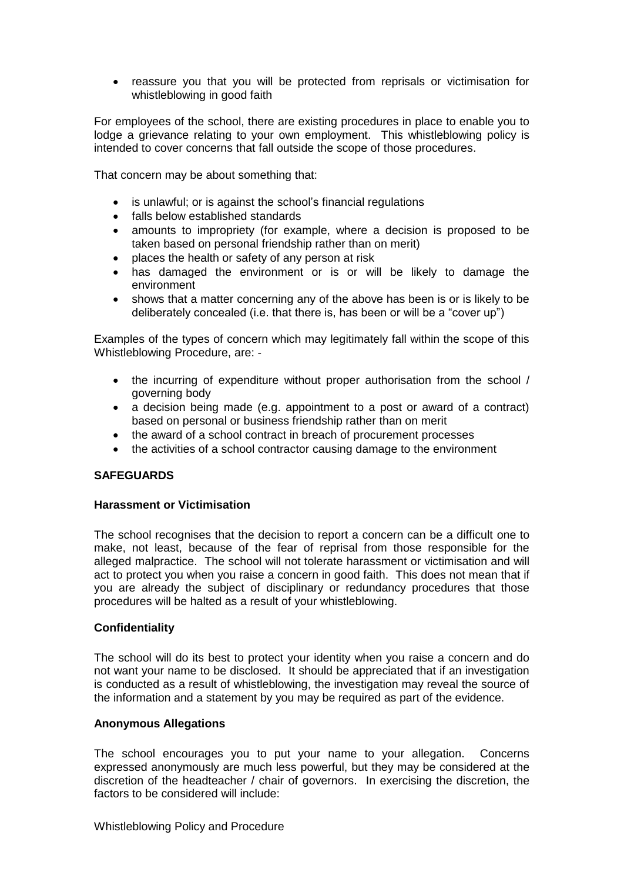- reassure you that you will be protected from reprisals or victimisation for whistleblowing in good faith

For employees of the school, there are existing procedures in place to enable you to lodge a grievance relating to your own employment. This whistleblowing policy is intended to cover concerns that fall outside the scope of those procedures.

That concern may be about something that:

- is unlawful; or is against the school's financial regulations
- falls below established standards
- amounts to impropriety (for example, where a decision is proposed to be taken based on personal friendship rather than on merit)
- places the health or safety of any person at risk
- has damaged the environment or is or will be likely to damage the environment
- shows that a matter concerning any of the above has been is or is likely to be deliberately concealed (i.e. that there is, has been or will be a "cover up")

Examples of the types of concern which may legitimately fall within the scope of this Whistleblowing Procedure, are: -

- the incurring of expenditure without proper authorisation from the school / governing body
- a decision being made (e.g. appointment to a post or award of a contract) based on personal or business friendship rather than on merit
- the award of a school contract in breach of procurement processes
- the activities of a school contractor causing damage to the environment

## SAFEGUARDS

### Harassment or Victimisation

The school recognises that the decision to report a concern can be a difficult one to make, not least, because of the fear of reprisal from those responsible for the alleged malpractice. The school will not tolerate harassment or victimisation and will act to protect you when you raise a concern in good faith. This does not mean that if you are already the subject of disciplinary or redundancy procedures that those procedures will be halted as a result of your whistleblowing.

### Confidentiality

The school will do its best to protect your identity when you raise a concern and do not want your name to be disclosed. It should be appreciated that if an investigation is conducted as a result of whistleblowing, the investigation may reveal the source of the information and a statement by you may be required as part of the evidence.

### Anonymous Allegations

The school encourages you to put your name to your allegation. Concerns expressed anonymously are much less powerful, but they may be considered at the discretion of the headteacher / chair of governors. In exercising the discretion, the factors to be considered will include: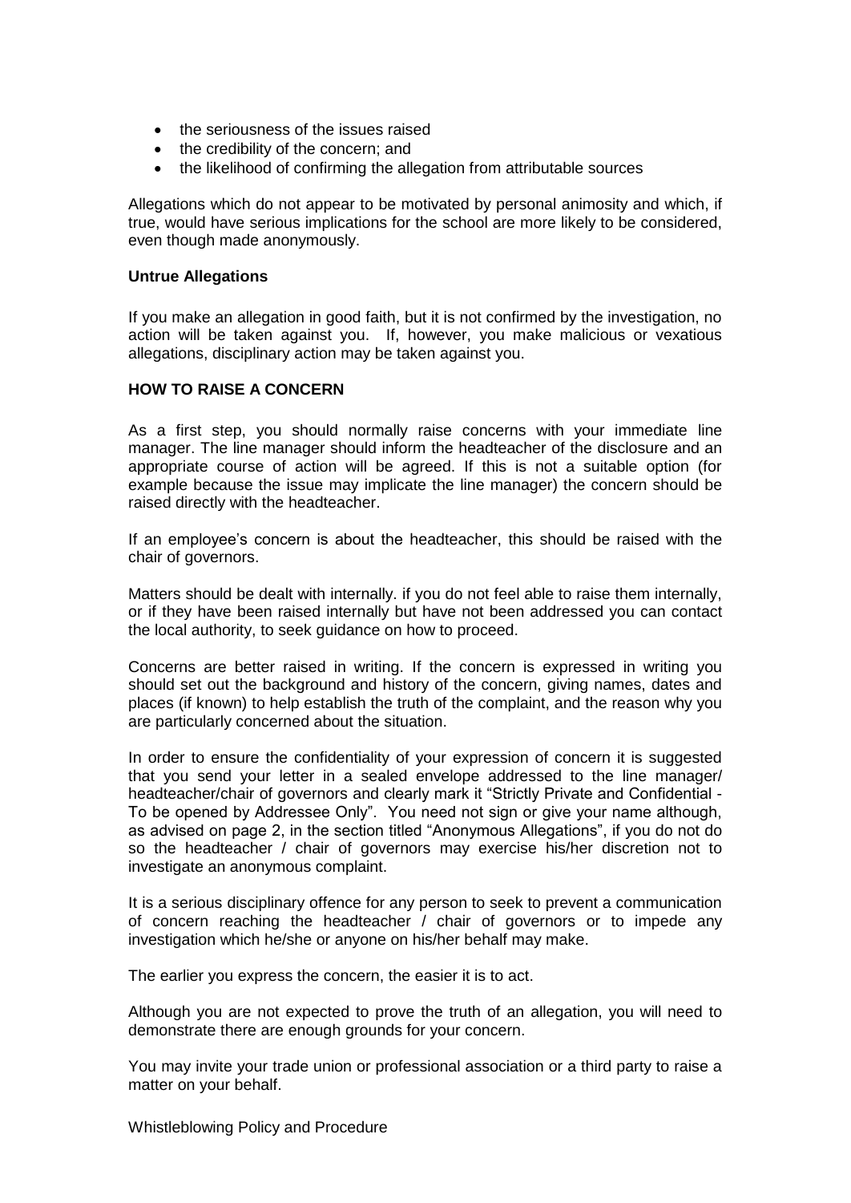- the seriousness of the issues raised
- the credibility of the concern; and
- the likelihood of confirming the allegation from attributable sources

Allegations which do not appear to be motivated by personal animosity and which, if true, would have serious implications for the school are more likely to be considered, even though made anonymously.

**Untrue Allegations**

If you make an allegation in good faith, but it is not confirmed by the investigation, no action will be taken against you. If, however, you make malicious or vexatious allegations, disciplinary action may be taken against you.

**HOW TO RAISE A CONCERN**

As a first step, you should normally raise concerns with your immediate line manager. The line manager should inform the headteacher of the disclosure and an appropriate course of action will be agreed. If this is not a suitable option (for example because the issue may implicate the line manager) the concern should be raised directly with the headteacher.

If an employee's concern is about the headteacher, this should be raised with the chair of governors.

Matters should be dealt with internally. if you do not feel able to raise them internally, or if they have been raised internally but have not been addressed you can contact the local authority, to seek guidance on how to proceed.

Concerns are better raised in writing. If the concern is expressed in writing you should set out the background and history of the concern, giving names, dates and places (if known) to help establish the truth of the complaint, and the reason why you are particularly concerned about the situation.

In order to ensure the confidentiality of your expression of concern it is suggested that you send your letter in a sealed envelope addressed to the line manager/ headteacher/chair of governors and clearly mark it "Strictly Private and Confidential - To be opened by Addressee Only". You need not sign or give your name although, as advised on page 2, in the section titled "Anonymous Allegations", if you do not do so the headteacher / chair of governors may exercise his/her discretion not to investigate an anonymous complaint.

It is a serious disciplinary offence for any person to seek to prevent a communication of concern reaching the headteacher / chair of governors or to impede any investigation which he/she or anyone on his/her behalf may make.

The earlier you express the concern, the easier it is to act.

Although you are not expected to prove the truth of an allegation, you will need to demonstrate there are enough grounds for your concern.

You may invite your trade union or professional association or a third party to raise a matter on your behalf.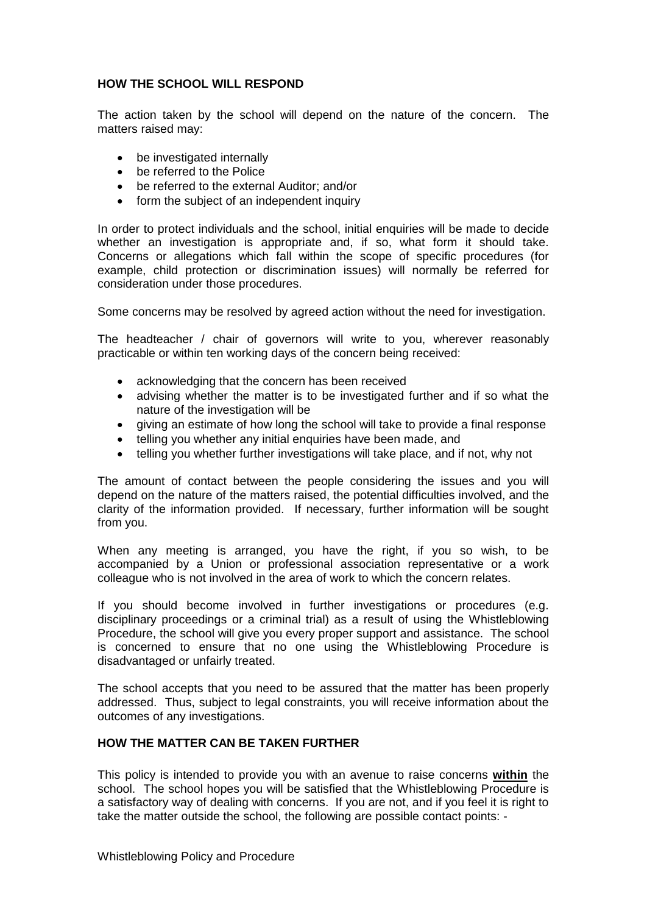## HOW THE SCHOOL WILL RESPOND

The action taken by the school will depend on the nature of the concern. The matters raised may:

- be investigated internally
- be referred to the Police
- be referred to the external Auditor; and/or
- form the subject of an independent inquiry

In order to protect individuals and the school, initial enquiries will be made to decide whether an investigation is appropriate and, if so, what form it should take. Concerns or allegations which fall within the scope of specific procedures (for example, child protection or discrimination issues) will normally be referred for consideration under those procedures.

Some concerns may be resolved by agreed action without the need for investigation.

The headteacher / chair of governors will write to you, wherever reasonably practicable or within ten working days of the concern being received:

- acknowledging that the concern has been received
- advising whether the matter is to be investigated further and if so what the nature of the investigation will be
- giving an estimate of how long the school will take to provide a final response
- telling you whether any initial enquiries have been made, and
- telling you whether further investigations will take place, and if not, why not

The amount of contact between the people considering the issues and you will depend on the nature of the matters raised, the potential difficulties involved, and the clarity of the information provided. If necessary, further information will be sought from you.

When any meeting is arranged, you have the right, if you so wish, to be accompanied by a Union or professional association representative or a work colleague who is not involved in the area of work to which the concern relates.

If you should become involved in further investigations or procedures (e.g. disciplinary proceedings or a criminal trial) as a result of using the Whistleblowing Procedure, the school will give you every proper support and assistance. The school is concerned to ensure that no one using the Whistleblowing Procedure is disadvantaged or unfairly treated.

The school accepts that you need to be assured that the matter has been properly addressed. Thus, subject to legal constraints, you will receive information about the outcomes of any investigations.

## HOW THE MATTER CAN BE TAKEN FURTHER

This policy is intended to provide you with an avenue to raise concerns **within** the school. The school hopes you will be satisfied that the Whistleblowing Procedure is a satisfactory way of dealing with concerns. If you are not, and if you feel it is right to take the matter outside the school, the following are possible contact points: -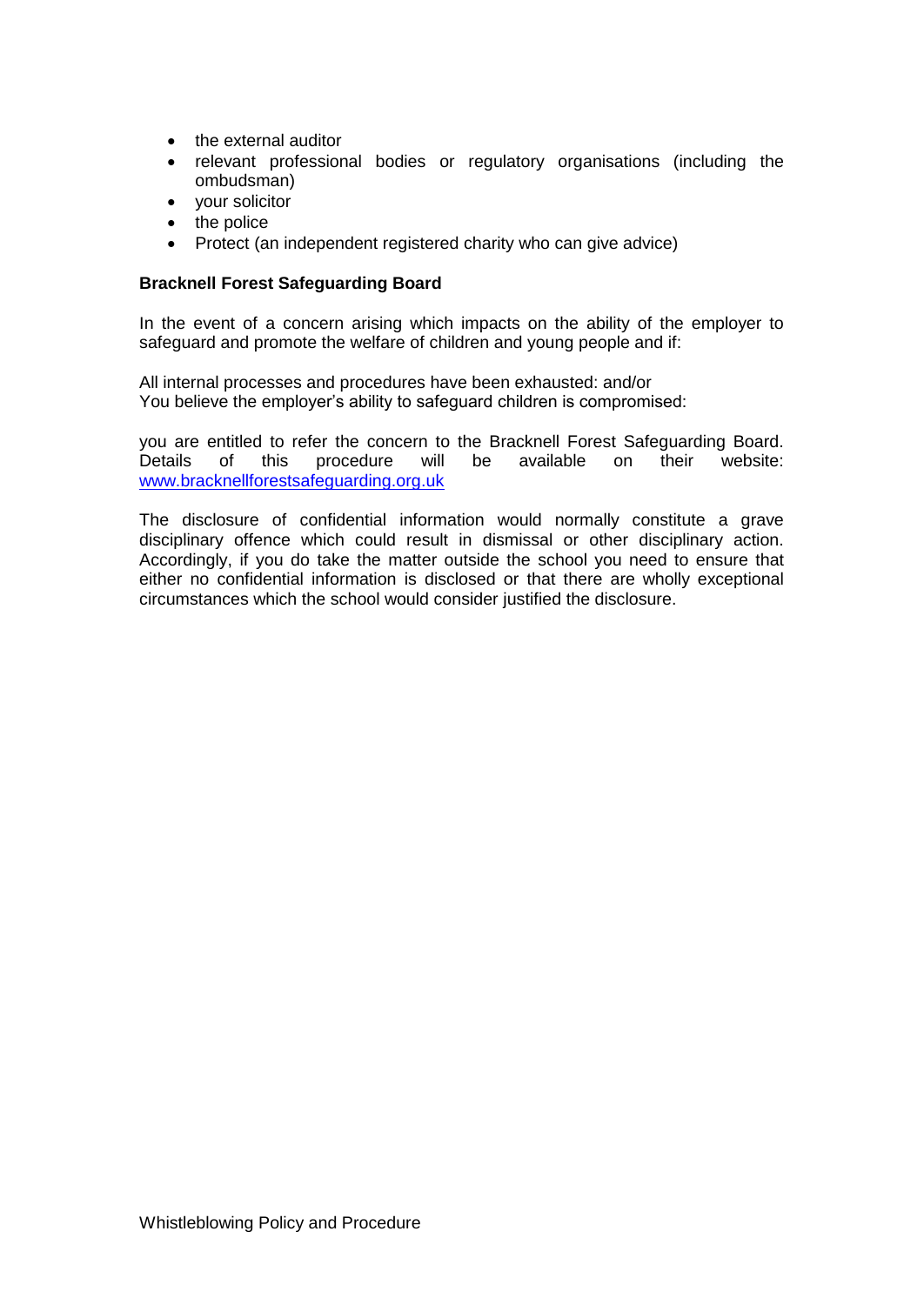- the external auditor
- relevant professional bodies or regulatory organisations (including the ombudsman)
- your solicitor
- the police
- Protect (an independent registered charity who can give advice)

**Bracknell Forest Safeguarding Board**

In the event of a concern arising which impacts on the ability of the employer to safeguard and promote the welfare of children and young people and if:

All internal processes and procedures have been exhausted: and/or
You believe the employer's ability to safeguard children is compromised:

you are entitled to refer the concern to the Bracknell Forest Safeguarding Board. Details of this procedure will be available on their website: [www.bracknellforestsafeguarding.org.uk](http://www.bracknellforestsafeguarding.org.uk)

The disclosure of confidential information would normally constitute a grave disciplinary offence which could result in dismissal or other disciplinary action. Accordingly, if you do take the matter outside the school you need to ensure that either no confidential information is disclosed or that there are wholly exceptional circumstances which the school would consider justified the disclosure.